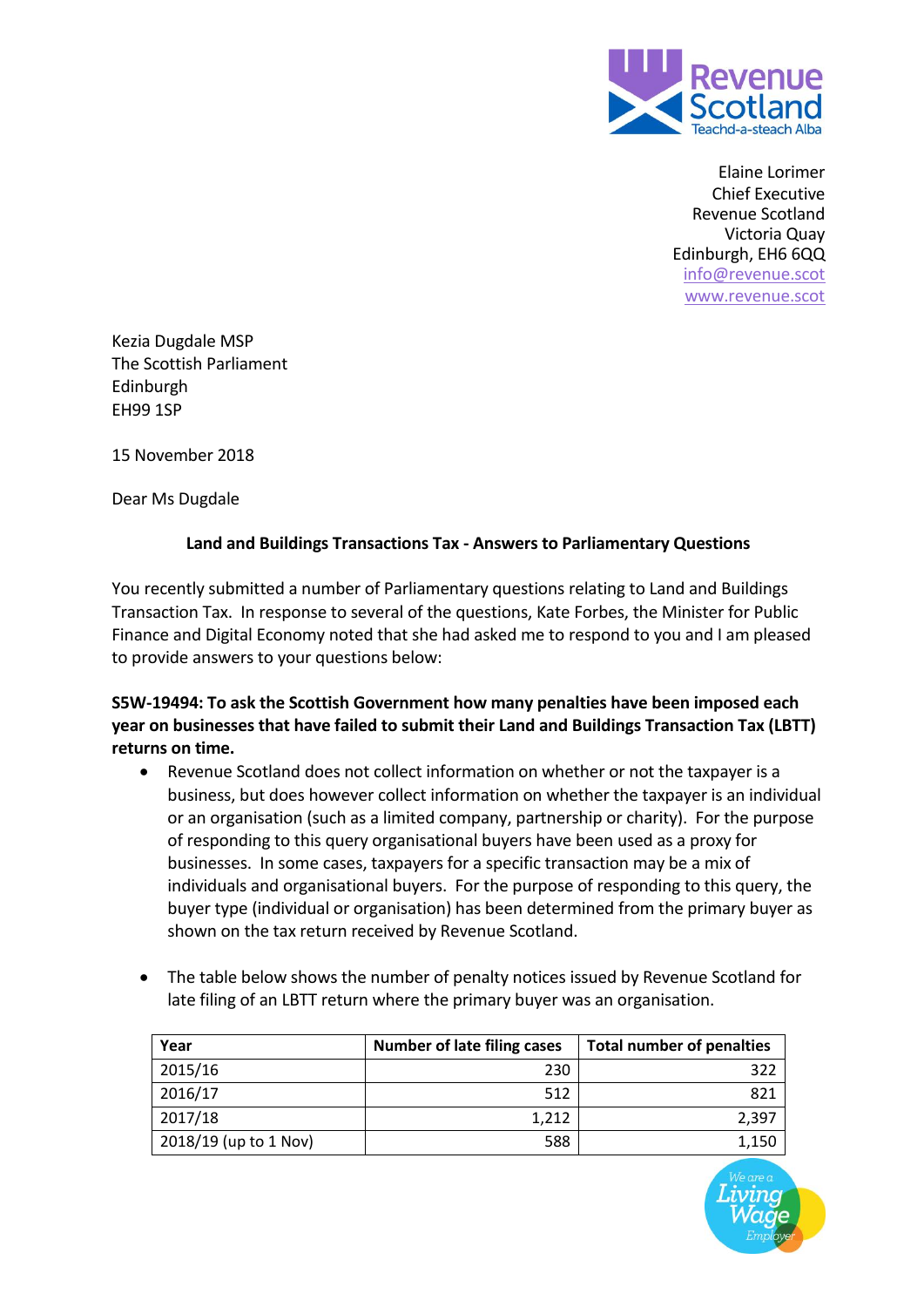Revenue Scotland
Teachd-a-steach Alba

Elaine Lorimer
Chief Executive
Revenue Scotland
Victoria Quay
Edinburgh, EH6 6QQ
info@revenue.scot
www.revenue.scot

Kezia Dugdale MSP
The Scottish Parliament
Edinburgh
EH99 1SP

15 November 2018

Dear Ms Dugdale

**Land and Buildings Transactions Tax - Answers to Parliamentary Questions**

You recently submitted a number of Parliamentary questions relating to Land and Buildings Transaction Tax. In response to several of the questions, Kate Forbes, the Minister for Public Finance and Digital Economy noted that she had asked me to respond to you and I am pleased to provide answers to your questions below:

**S5W-19494: To ask the Scottish Government how many penalties have been imposed each year on businesses that have failed to submit their Land and Buildings Transaction Tax (LBTT) returns on time.**

- Revenue Scotland does not collect information on whether or not the taxpayer is a business, but does however collect information on whether the taxpayer is an individual or an organisation (such as a limited company, partnership or charity). For the purpose of responding to this query organisational buyers have been used as a proxy for businesses. In some cases, taxpayers for a specific transaction may be a mix of individuals and organisational buyers. For the purpose of responding to this query, the buyer type (individual or organisation) has been determined from the primary buyer as shown on the tax return received by Revenue Scotland.

- The table below shows the number of penalty notices issued by Revenue Scotland for late filing of an LBTT return where the primary buyer was an organisation.

| Year | Number of late filing cases | Total number of penalties |
|---|---|---|
| 2015/16 | 230 | 322 |
| 2016/17 | 512 | 821 |
| 2017/18 | 1,212 | 2,397 |
| 2018/19 (up to 1 Nov) | 588 | 1,150 |

We are a Living Wage Employer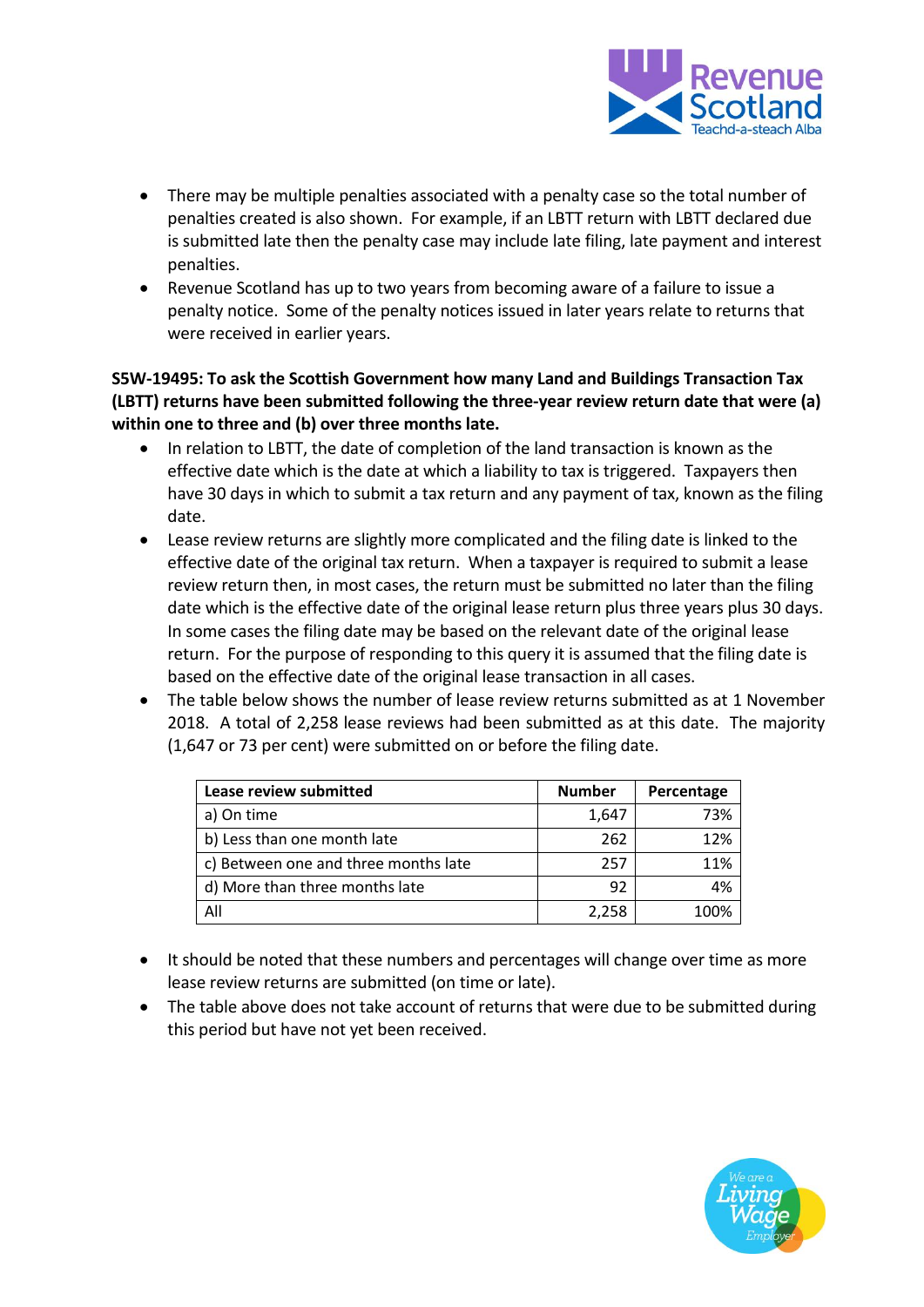- There may be multiple penalties associated with a penalty case so the total number of penalties created is also shown. For example, if an LBTT return with LBTT declared due is submitted late then the penalty case may include late filing, late payment and interest penalties.
- Revenue Scotland has up to two years from becoming aware of a failure to issue a penalty notice. Some of the penalty notices issued in later years relate to returns that were received in earlier years.

**S5W-19495: To ask the Scottish Government how many Land and Buildings Transaction Tax (LBTT) returns have been submitted following the three-year review return date that were (a) within one to three and (b) over three months late.**

- In relation to LBTT, the date of completion of the land transaction is known as the effective date which is the date at which a liability to tax is triggered. Taxpayers then have 30 days in which to submit a tax return and any payment of tax, known as the filing date.
- Lease review returns are slightly more complicated and the filing date is linked to the effective date of the original tax return. When a taxpayer is required to submit a lease review return then, in most cases, the return must be submitted no later than the filing date which is the effective date of the original lease return plus three years plus 30 days. In some cases the filing date may be based on the relevant date of the original lease return. For the purpose of responding to this query it is assumed that the filing date is based on the effective date of the original lease transaction in all cases.
- The table below shows the number of lease review returns submitted as at 1 November 2018. A total of 2,258 lease reviews had been submitted as at this date. The majority (1,647 or 73 per cent) were submitted on or before the filing date.

| Lease review submitted | Number | Percentage |
|---|---|---|
| a) On time | 1,647 | 73% |
| b) Less than one month late | 262 | 12% |
| c) Between one and three months late | 257 | 11% |
| d) More than three months late | 92 | 4% |
| All | 2,258 | 100% |

- It should be noted that these numbers and percentages will change over time as more lease review returns are submitted (on time or late).
- The table above does not take account of returns that were due to be submitted during this period but have not yet been received.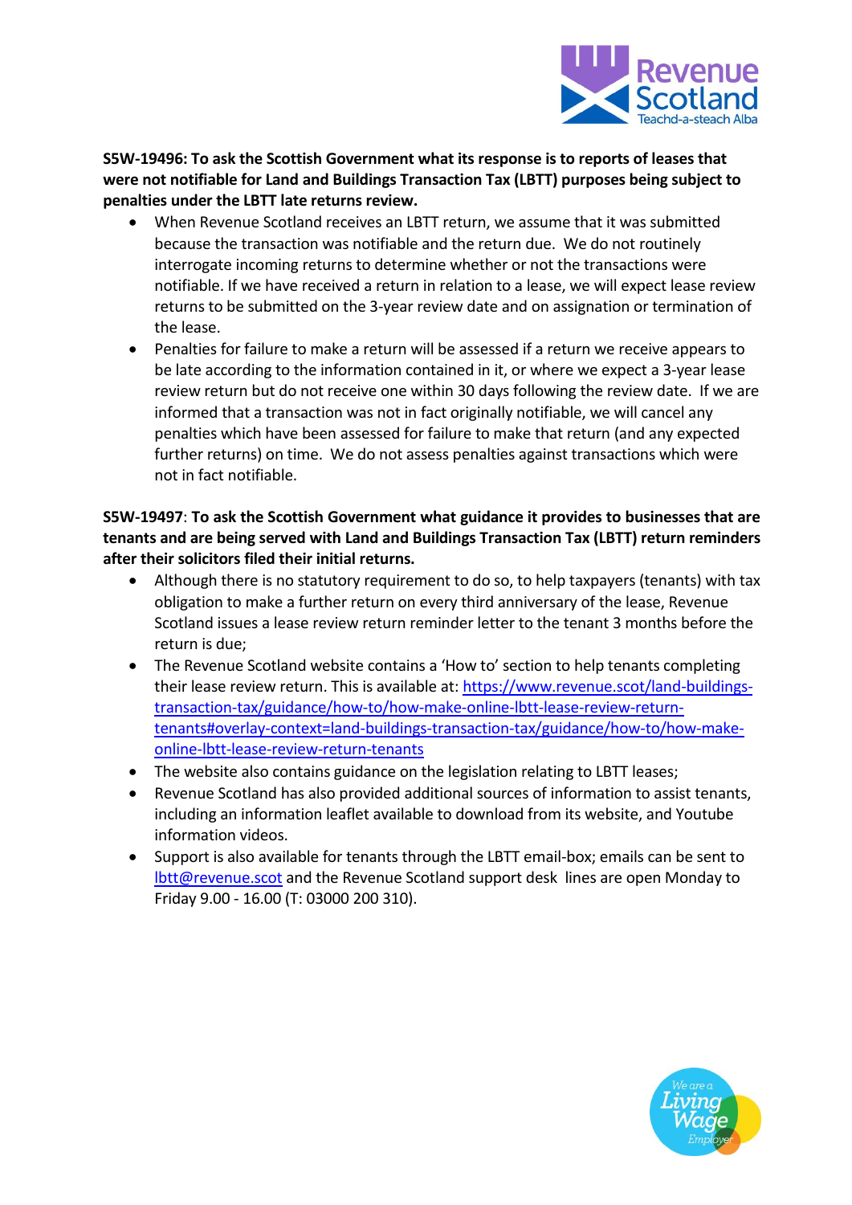**S5W-19496: To ask the Scottish Government what its response is to reports of leases that were not notifiable for Land and Buildings Transaction Tax (LBTT) purposes being subject to penalties under the LBTT late returns review.**

- When Revenue Scotland receives an LBTT return, we assume that it was submitted because the transaction was notifiable and the return due. We do not routinely interrogate incoming returns to determine whether or not the transactions were notifiable. If we have received a return in relation to a lease, we will expect lease review returns to be submitted on the 3-year review date and on assignation or termination of the lease.
- Penalties for failure to make a return will be assessed if a return we receive appears to be late according to the information contained in it, or where we expect a 3-year lease review return but do not receive one within 30 days following the review date. If we are informed that a transaction was not in fact originally notifiable, we will cancel any penalties which have been assessed for failure to make that return (and any expected further returns) on time. We do not assess penalties against transactions which were not in fact notifiable.

**S5W-19497**: **To ask the Scottish Government what guidance it provides to businesses that are tenants and are being served with Land and Buildings Transaction Tax (LBTT) return reminders after their solicitors filed their initial returns.**

- Although there is no statutory requirement to do so, to help taxpayers (tenants) with tax obligation to make a further return on every third anniversary of the lease, Revenue Scotland issues a lease review return reminder letter to the tenant 3 months before the return is due;
- The Revenue Scotland website contains a 'How to' section to help tenants completing their lease review return. This is available at: https://www.revenue.scot/land-buildings-transaction-tax/guidance/how-to/how-make-online-lbtt-lease-review-return-tenants#overlay-context=land-buildings-transaction-tax/guidance/how-to/how-make-online-lbtt-lease-review-return-tenants
- The website also contains guidance on the legislation relating to LBTT leases;
- Revenue Scotland has also provided additional sources of information to assist tenants, including an information leaflet available to download from its website, and Youtube information videos.
- Support is also available for tenants through the LBTT email-box; emails can be sent to lbtt@revenue.scot and the Revenue Scotland support desk lines are open Monday to Friday 9.00 - 16.00 (T: 03000 200 310).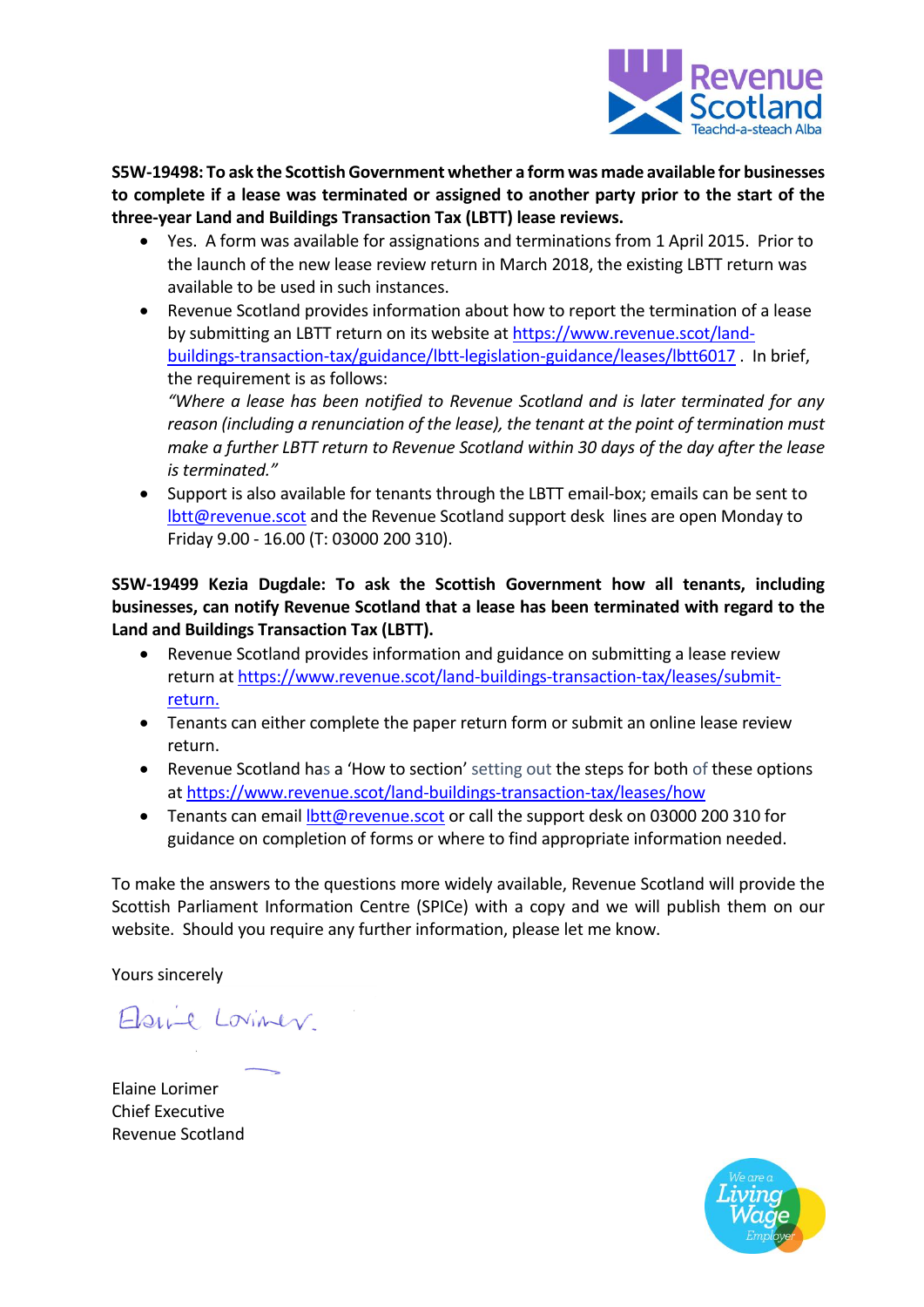**S5W-19498: To ask the Scottish Government whether a form was made available for businesses to complete if a lease was terminated or assigned to another party prior to the start of the three-year Land and Buildings Transaction Tax (LBTT) lease reviews.**

- Yes. A form was available for assignations and terminations from 1 April 2015. Prior to the launch of the new lease review return in March 2018, the existing LBTT return was available to be used in such instances.
- Revenue Scotland provides information about how to report the termination of a lease by submitting an LBTT return on its website at https://www.revenue.scot/land-buildings-transaction-tax/guidance/lbtt-legislation-guidance/leases/lbtt6017 . In brief, the requirement is as follows:
  *"Where a lease has been notified to Revenue Scotland and is later terminated for any reason (including a renunciation of the lease), the tenant at the point of termination must make a further LBTT return to Revenue Scotland within 30 days of the day after the lease is terminated."*
- Support is also available for tenants through the LBTT email-box; emails can be sent to lbtt@revenue.scot and the Revenue Scotland support desk lines are open Monday to Friday 9.00 - 16.00 (T: 03000 200 310).

**S5W-19499 Kezia Dugdale: To ask the Scottish Government how all tenants, including businesses, can notify Revenue Scotland that a lease has been terminated with regard to the Land and Buildings Transaction Tax (LBTT).**

- Revenue Scotland provides information and guidance on submitting a lease review return at https://www.revenue.scot/land-buildings-transaction-tax/leases/submit-return.
- Tenants can either complete the paper return form or submit an online lease review return.
- Revenue Scotland has a 'How to section' setting out the steps for both of these options at https://www.revenue.scot/land-buildings-transaction-tax/leases/how
- Tenants can email lbtt@revenue.scot or call the support desk on 03000 200 310 for guidance on completion of forms or where to find appropriate information needed.

To make the answers to the questions more widely available, Revenue Scotland will provide the Scottish Parliament Information Centre (SPICe) with a copy and we will publish them on our website. Should you require any further information, please let me know.

Yours sincerely

Elaine Lorimer

Elaine Lorimer
Chief Executive
Revenue Scotland